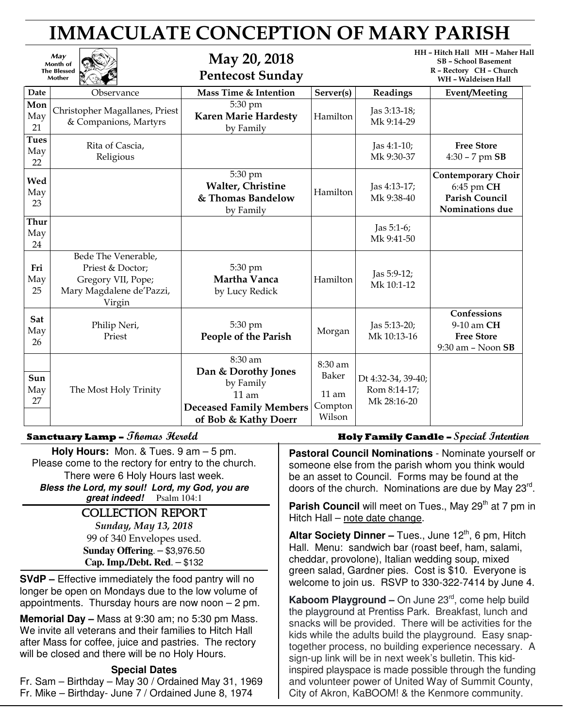# IMMACULATE CONCEPTION OF MARY PARISH

*May Month of The Blessed Mother*

## May 20, 2018
## Pentecost Sunday

HH – Hitch Hall MH – Maher Hall
SB – School Basement
R – Rectory CH – Church
WH – Waldeisen Hall

| Date | Observance | Mass Time & Intention | Server(s) | Readings | Event/Meeting |
|---|---|---|---|---|---|
| Mon May 21 | Christopher Magallanes, Priest & Companions, Martyrs | 5:30 pm **Karen Marie Hardesty** by Family | Hamilton | Jas 3:13-18; Mk 9:14-29 | |
| Tues May 22 | Rita of Cascia, Religious | | | Jas 4:1-10; Mk 9:30-37 | **Free Store** 4:30 – 7 pm **SB** |
| Wed May 23 | | 5:30 pm **Walter, Christine & Thomas Bandelow** by Family | Hamilton | Jas 4:13-17; Mk 9:38-40 | **Contemporary Choir** 6:45 pm **CH** **Parish Council Nominations due** |
| Thur May 24 | | | | Jas 5:1-6; Mk 9:41-50 | |
| Fri May 25 | Bede The Venerable, Priest & Doctor; Gregory VII, Pope; Mary Magdalene de'Pazzi, Virgin | 5:30 pm **Martha Vanca** by Lucy Redick | Hamilton | Jas 5:9-12; Mk 10:1-12 | |
| Sat May 26 | Philip Neri, Priest | 5:30 pm **People of the Parish** | Morgan | Jas 5:13-20; Mk 10:13-16 | **Confessions** 9-10 am **CH** **Free Store** 9:30 am – Noon **SB** |
| Sun May 27 | The Most Holy Trinity | 8:30 am **Dan & Dorothy Jones** by Family 11 am **Deceased Family Members of Bob & Kathy Doerr** | 8:30 am Baker 11 am Compton Wilson | Dt 4:32-34, 39-40; Rom 8:14-17; Mk 28:16-20 | |

**Sanctuary Lamp –** *Thomas Herold*

**Holy Family Candle –** *Special Intention*

**Holy Hours:** Mon. & Tues. 9 am – 5 pm. Please come to the rectory for entry to the church. There were 6 Holy Hours last week.

***Bless the Lord, my soul! Lord, my God, you are great indeed!*** Psalm 104:1

## COLLECTION REPORT

*Sunday, May 13, 2018*

99 of 340 Envelopes used.

**Sunday Offering**. – $3,976.50

**Cap. Imp./Debt. Red**. – $132

**SVdP –** Effective immediately the food pantry will no longer be open on Mondays due to the low volume of appointments. Thursday hours are now noon – 2 pm.

**Memorial Day –** Mass at 9:30 am; no 5:30 pm Mass. We invite all veterans and their families to Hitch Hall after Mass for coffee, juice and pastries. The rectory will be closed and there will be no Holy Hours.

### Special Dates

Fr. Sam – Birthday – May 30 / Ordained May 31, 1969
Fr. Mike – Birthday- June 7 / Ordained June 8, 1974

**Pastoral Council Nominations** - Nominate yourself or someone else from the parish whom you think would be an asset to Council. Forms may be found at the doors of the church. Nominations are due by May 23rd.

**Parish Council** will meet on Tues., May 29th at 7 pm in Hitch Hall – note date change.

**Altar Society Dinner –** Tues., June 12th, 6 pm, Hitch Hall. Menu: sandwich bar (roast beef, ham, salami, cheddar, provolone), Italian wedding soup, mixed green salad, Gardner pies. Cost is $10. Everyone is welcome to join us. RSVP to 330-322-7414 by June 4.

**Kaboom Playground –** On June 23rd, come help build the playground at Prentiss Park. Breakfast, lunch and snacks will be provided. There will be activities for the kids while the adults build the playground. Easy snap-together process, no building experience necessary. A sign-up link will be in next week's bulletin. This kid-inspired playspace is made possible through the funding and volunteer power of United Way of Summit County, City of Akron, KaBOOM! & the Kenmore community.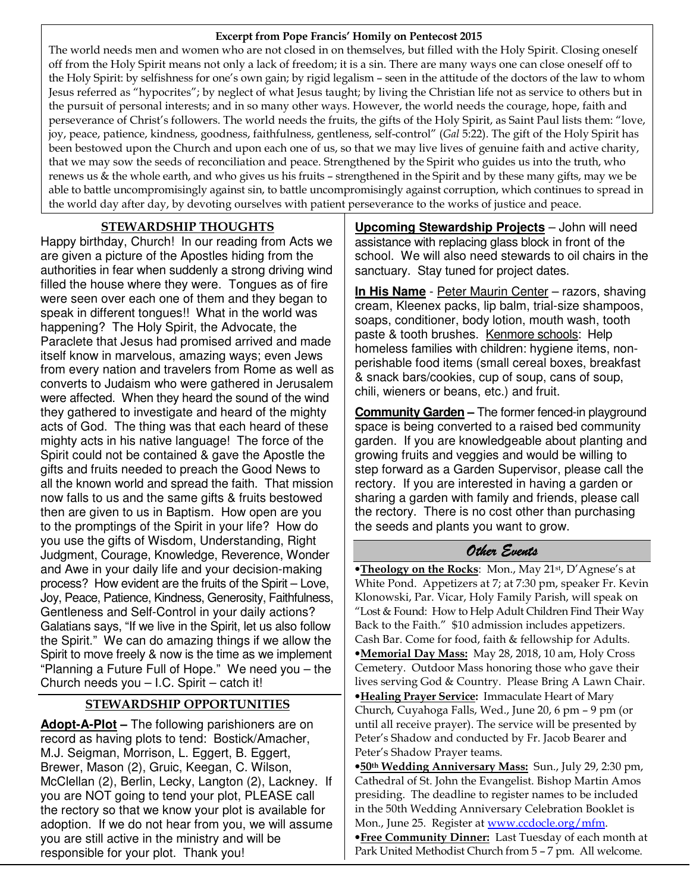**Excerpt from Pope Francis' Homily on Pentecost 2015**

The world needs men and women who are not closed in on themselves, but filled with the Holy Spirit. Closing oneself off from the Holy Spirit means not only a lack of freedom; it is a sin. There are many ways one can close oneself off to the Holy Spirit: by selfishness for one's own gain; by rigid legalism – seen in the attitude of the doctors of the law to whom Jesus referred as "hypocrites"; by neglect of what Jesus taught; by living the Christian life not as service to others but in the pursuit of personal interests; and in so many other ways. However, the world needs the courage, hope, faith and perseverance of Christ's followers. The world needs the fruits, the gifts of the Holy Spirit, as Saint Paul lists them: "love, joy, peace, patience, kindness, goodness, faithfulness, gentleness, self-control" (*Gal* 5:22). The gift of the Holy Spirit has been bestowed upon the Church and upon each one of us, so that we may live lives of genuine faith and active charity, that we may sow the seeds of reconciliation and peace. Strengthened by the Spirit who guides us into the truth, who renews us & the whole earth, and who gives us his fruits – strengthened in the Spirit and by these many gifts, may we be able to battle uncompromisingly against sin, to battle uncompromisingly against corruption, which continues to spread in the world day after day, by devoting ourselves with patient perseverance to the works of justice and peace.

## STEWARDSHIP THOUGHTS

Happy birthday, Church! In our reading from Acts we are given a picture of the Apostles hiding from the authorities in fear when suddenly a strong driving wind filled the house where they were. Tongues as of fire were seen over each one of them and they began to speak in different tongues!! What in the world was happening? The Holy Spirit, the Advocate, the Paraclete that Jesus had promised arrived and made itself know in marvelous, amazing ways; even Jews from every nation and travelers from Rome as well as converts to Judaism who were gathered in Jerusalem were affected. When they heard the sound of the wind they gathered to investigate and heard of the mighty acts of God. The thing was that each heard of these mighty acts in his native language! The force of the Spirit could not be contained & gave the Apostle the gifts and fruits needed to preach the Good News to all the known world and spread the faith. That mission now falls to us and the same gifts & fruits bestowed then are given to us in Baptism. How open are you to the promptings of the Spirit in your life? How do you use the gifts of Wisdom, Understanding, Right Judgment, Courage, Knowledge, Reverence, Wonder and Awe in your daily life and your decision-making process? How evident are the fruits of the Spirit – Love, Joy, Peace, Patience, Kindness, Generosity, Faithfulness, Gentleness and Self-Control in your daily actions? Galatians says, "If we live in the Spirit, let us also follow the Spirit." We can do amazing things if we allow the Spirit to move freely & now is the time as we implement "Planning a Future Full of Hope." We need you – the Church needs you – I.C. Spirit – catch it!

## STEWARDSHIP OPPORTUNITIES

**Adopt-A-Plot –** The following parishioners are on record as having plots to tend: Bostick/Amacher, M.J. Seigman, Morrison, L. Eggert, B. Eggert, Brewer, Mason (2), Gruic, Keegan, C. Wilson, McClellan (2), Berlin, Lecky, Langton (2), Lackney. If you are NOT going to tend your plot, PLEASE call the rectory so that we know your plot is available for adoption. If we do not hear from you, we will assume you are still active in the ministry and will be responsible for your plot. Thank you!

**Upcoming Stewardship Projects** – John will need assistance with replacing glass block in front of the school. We will also need stewards to oil chairs in the sanctuary. Stay tuned for project dates.

**In His Name** - Peter Maurin Center – razors, shaving cream, Kleenex packs, lip balm, trial-size shampoos, soaps, conditioner, body lotion, mouth wash, tooth paste & tooth brushes. Kenmore schools: Help homeless families with children: hygiene items, non-perishable food items (small cereal boxes, breakfast & snack bars/cookies, cup of soup, cans of soup, chili, wieners or beans, etc.) and fruit.

**Community Garden –** The former fenced-in playground space is being converted to a raised bed community garden. If you are knowledgeable about planting and growing fruits and veggies and would be willing to step forward as a Garden Supervisor, please call the rectory. If you are interested in having a garden or sharing a garden with family and friends, please call the rectory. There is no cost other than purchasing the seeds and plants you want to grow.

## *Other Events*

- **Theology on the Rocks**: Mon., May 21st, D'Agnese's at White Pond. Appetizers at 7; at 7:30 pm, speaker Fr. Kevin Klonowski, Par. Vicar, Holy Family Parish, will speak on "Lost & Found: How to Help Adult Children Find Their Way Back to the Faith." $10 admission includes appetizers. Cash Bar. Come for food, faith & fellowship for Adults.
- **Memorial Day Mass:** May 28, 2018, 10 am, Holy Cross Cemetery. Outdoor Mass honoring those who gave their lives serving God & Country. Please Bring A Lawn Chair.
- **Healing Prayer Service:** Immaculate Heart of Mary Church, Cuyahoga Falls, Wed., June 20, 6 pm – 9 pm (or until all receive prayer). The service will be presented by Peter's Shadow and conducted by Fr. Jacob Bearer and Peter's Shadow Prayer teams.
- **50th Wedding Anniversary Mass:** Sun., July 29, 2:30 pm, Cathedral of St. John the Evangelist. Bishop Martin Amos presiding. The deadline to register names to be included in the 50th Wedding Anniversary Celebration Booklet is Mon., June 25. Register at www.ccdocle.org/mfm.
- **Free Community Dinner:** Last Tuesday of each month at Park United Methodist Church from 5 – 7 pm. All welcome.